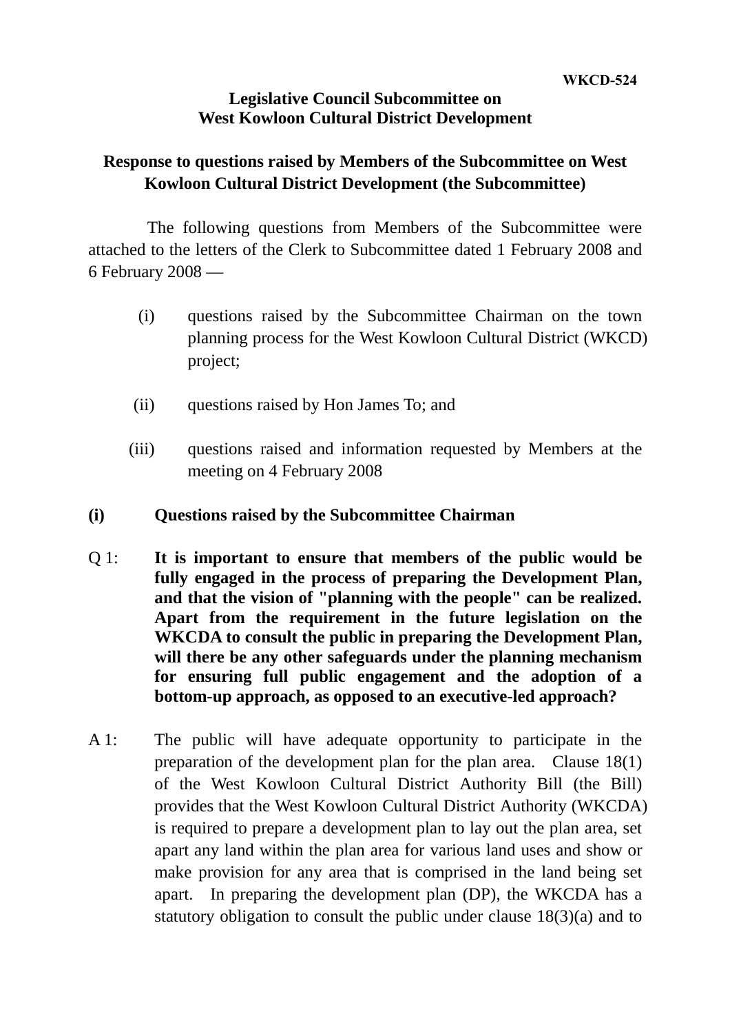WKCD-524

**Legislative Council Subcommittee on West Kowloon Cultural District Development**

**Response to questions raised by Members of the Subcommittee on West Kowloon Cultural District Development (the Subcommittee)**

The following questions from Members of the Subcommittee were attached to the letters of the Clerk to Subcommittee dated 1 February 2008 and 6 February 2008 —

(i) questions raised by the Subcommittee Chairman on the town planning process for the West Kowloon Cultural District (WKCD) project;

(ii) questions raised by Hon James To; and

(iii) questions raised and information requested by Members at the meeting on 4 February 2008

## (i) Questions raised by the Subcommittee Chairman

Q 1: **It is important to ensure that members of the public would be fully engaged in the process of preparing the Development Plan, and that the vision of "planning with the people" can be realized. Apart from the requirement in the future legislation on the WKCDA to consult the public in preparing the Development Plan, will there be any other safeguards under the planning mechanism for ensuring full public engagement and the adoption of a bottom-up approach, as opposed to an executive-led approach?**

A 1: The public will have adequate opportunity to participate in the preparation of the development plan for the plan area. Clause 18(1) of the West Kowloon Cultural District Authority Bill (the Bill) provides that the West Kowloon Cultural District Authority (WKCDA) is required to prepare a development plan to lay out the plan area, set apart any land within the plan area for various land uses and show or make provision for any area that is comprised in the land being set apart. In preparing the development plan (DP), the WKCDA has a statutory obligation to consult the public under clause 18(3)(a) and to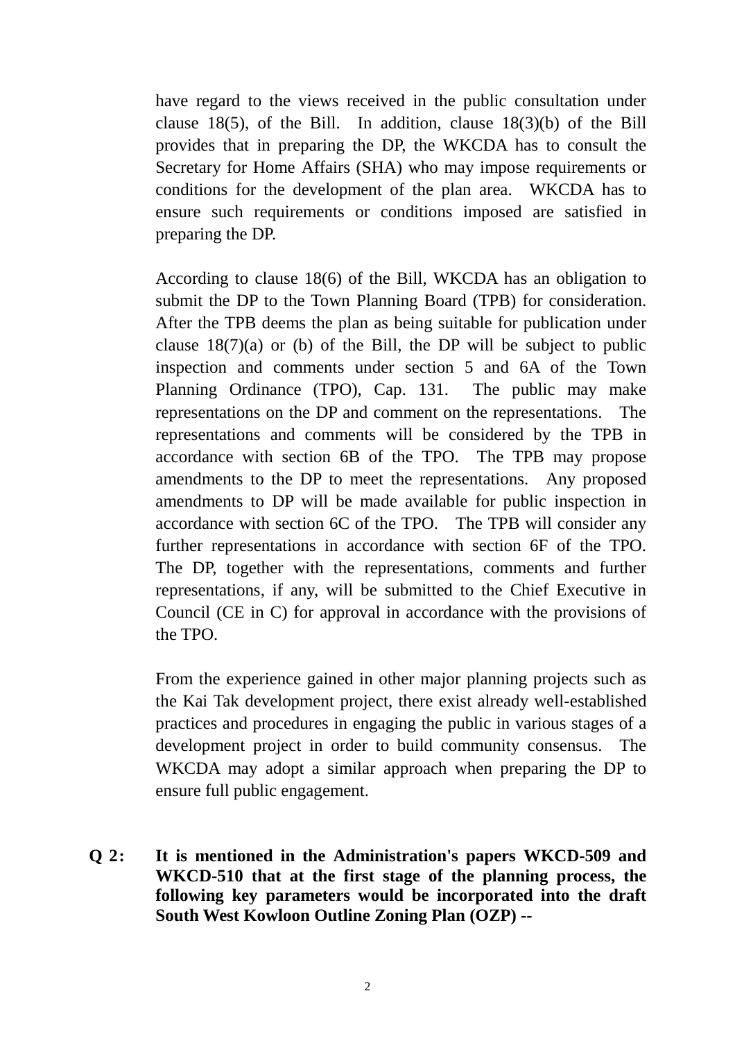have regard to the views received in the public consultation under clause 18(5), of the Bill. In addition, clause 18(3)(b) of the Bill provides that in preparing the DP, the WKCDA has to consult the Secretary for Home Affairs (SHA) who may impose requirements or conditions for the development of the plan area. WKCDA has to ensure such requirements or conditions imposed are satisfied in preparing the DP.

According to clause 18(6) of the Bill, WKCDA has an obligation to submit the DP to the Town Planning Board (TPB) for consideration. After the TPB deems the plan as being suitable for publication under clause 18(7)(a) or (b) of the Bill, the DP will be subject to public inspection and comments under section 5 and 6A of the Town Planning Ordinance (TPO), Cap. 131. The public may make representations on the DP and comment on the representations. The representations and comments will be considered by the TPB in accordance with section 6B of the TPO. The TPB may propose amendments to the DP to meet the representations. Any proposed amendments to DP will be made available for public inspection in accordance with section 6C of the TPO. The TPB will consider any further representations in accordance with section 6F of the TPO. The DP, together with the representations, comments and further representations, if any, will be submitted to the Chief Executive in Council (CE in C) for approval in accordance with the provisions of the TPO.

From the experience gained in other major planning projects such as the Kai Tak development project, there exist already well-established practices and procedures in engaging the public in various stages of a development project in order to build community consensus. The WKCDA may adopt a similar approach when preparing the DP to ensure full public engagement.

**Q 2: It is mentioned in the Administration's papers WKCD-509 and WKCD-510 that at the first stage of the planning process, the following key parameters would be incorporated into the draft South West Kowloon Outline Zoning Plan (OZP) --**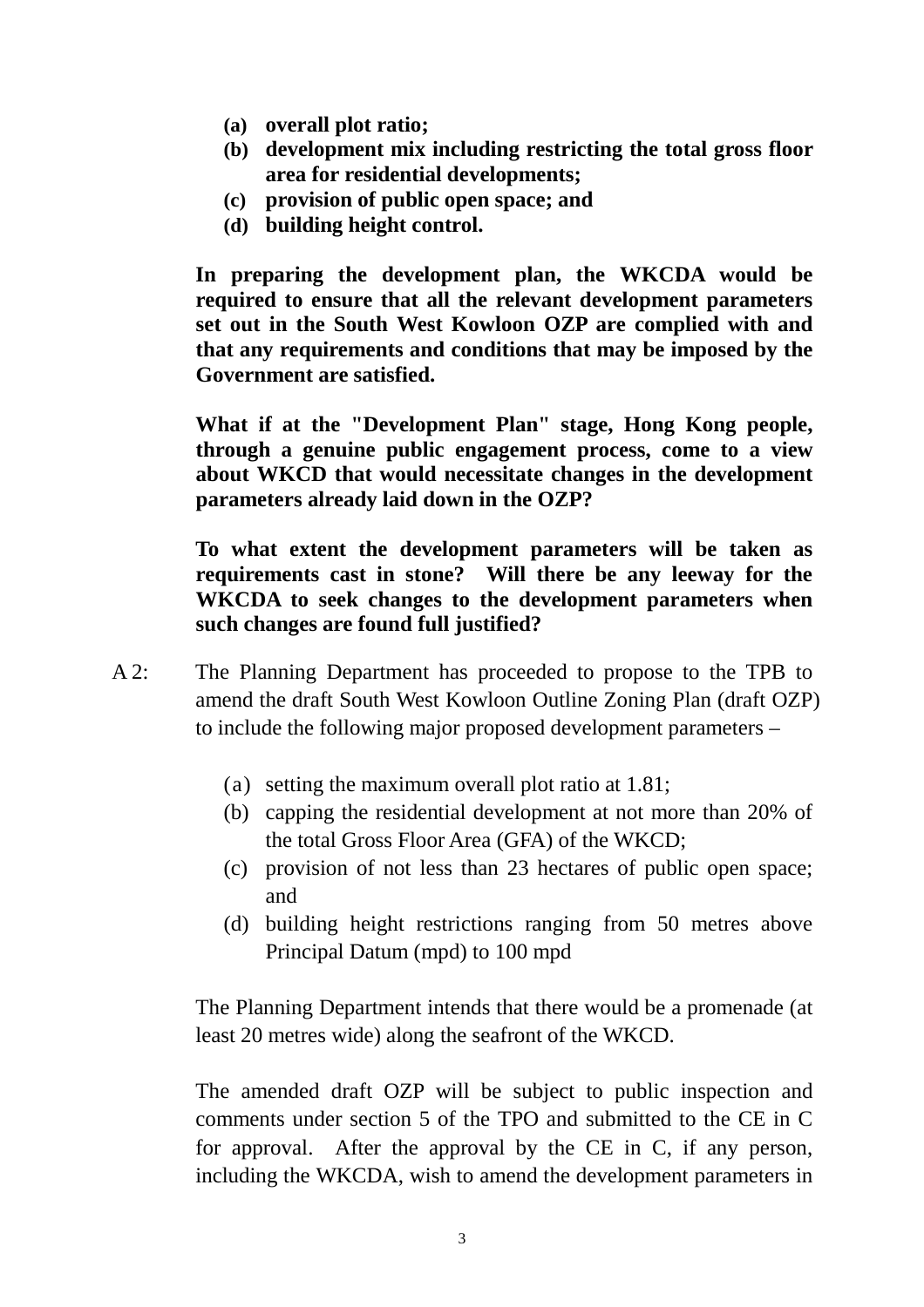**(a) overall plot ratio;**
**(b) development mix including restricting the total gross floor area for residential developments;**
**(c) provision of public open space; and**
**(d) building height control.**

**In preparing the development plan, the WKCDA would be required to ensure that all the relevant development parameters set out in the South West Kowloon OZP are complied with and that any requirements and conditions that may be imposed by the Government are satisfied.**

**What if at the "Development Plan" stage, Hong Kong people, through a genuine public engagement process, come to a view about WKCD that would necessitate changes in the development parameters already laid down in the OZP?**

**To what extent the development parameters will be taken as requirements cast in stone? Will there be any leeway for the WKCDA to seek changes to the development parameters when such changes are found full justified?**

A 2: The Planning Department has proceeded to propose to the TPB to amend the draft South West Kowloon Outline Zoning Plan (draft OZP) to include the following major proposed development parameters –

(a) setting the maximum overall plot ratio at 1.81;
(b) capping the residential development at not more than 20% of the total Gross Floor Area (GFA) of the WKCD;
(c) provision of not less than 23 hectares of public open space; and
(d) building height restrictions ranging from 50 metres above Principal Datum (mpd) to 100 mpd

The Planning Department intends that there would be a promenade (at least 20 metres wide) along the seafront of the WKCD.

The amended draft OZP will be subject to public inspection and comments under section 5 of the TPO and submitted to the CE in C for approval. After the approval by the CE in C, if any person, including the WKCDA, wish to amend the development parameters in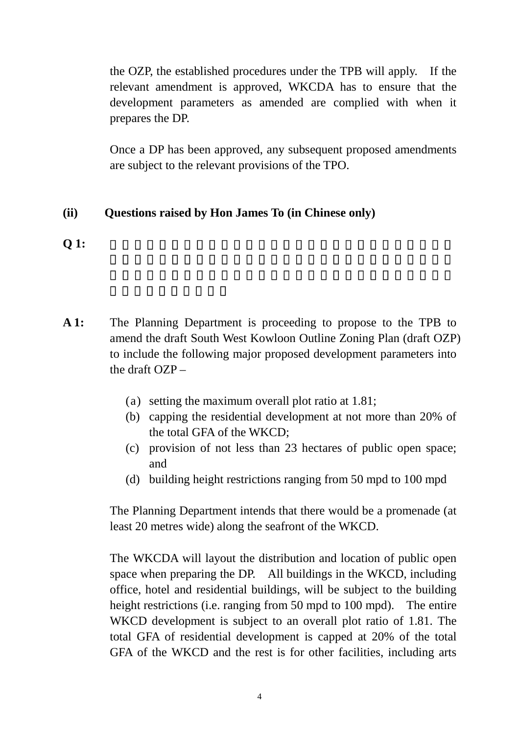the OZP, the established procedures under the TPB will apply. If the relevant amendment is approved, WKCDA has to ensure that the development parameters as amended are complied with when it prepares the DP.

Once a DP has been approved, any subsequent proposed amendments are subject to the relevant provisions of the TPO.

**(ii) Questions raised by Hon James To (in Chinese only)**

**Q 1:**

**A 1:** The Planning Department is proceeding to propose to the TPB to amend the draft South West Kowloon Outline Zoning Plan (draft OZP) to include the following major proposed development parameters into the draft OZP –

(a) setting the maximum overall plot ratio at 1.81;
(b) capping the residential development at not more than 20% of the total GFA of the WKCD;
(c) provision of not less than 23 hectares of public open space; and
(d) building height restrictions ranging from 50 mpd to 100 mpd

The Planning Department intends that there would be a promenade (at least 20 metres wide) along the seafront of the WKCD.

The WKCDA will layout the distribution and location of public open space when preparing the DP. All buildings in the WKCD, including office, hotel and residential buildings, will be subject to the building height restrictions (i.e. ranging from 50 mpd to 100 mpd). The entire WKCD development is subject to an overall plot ratio of 1.81. The total GFA of residential development is capped at 20% of the total GFA of the WKCD and the rest is for other facilities, including arts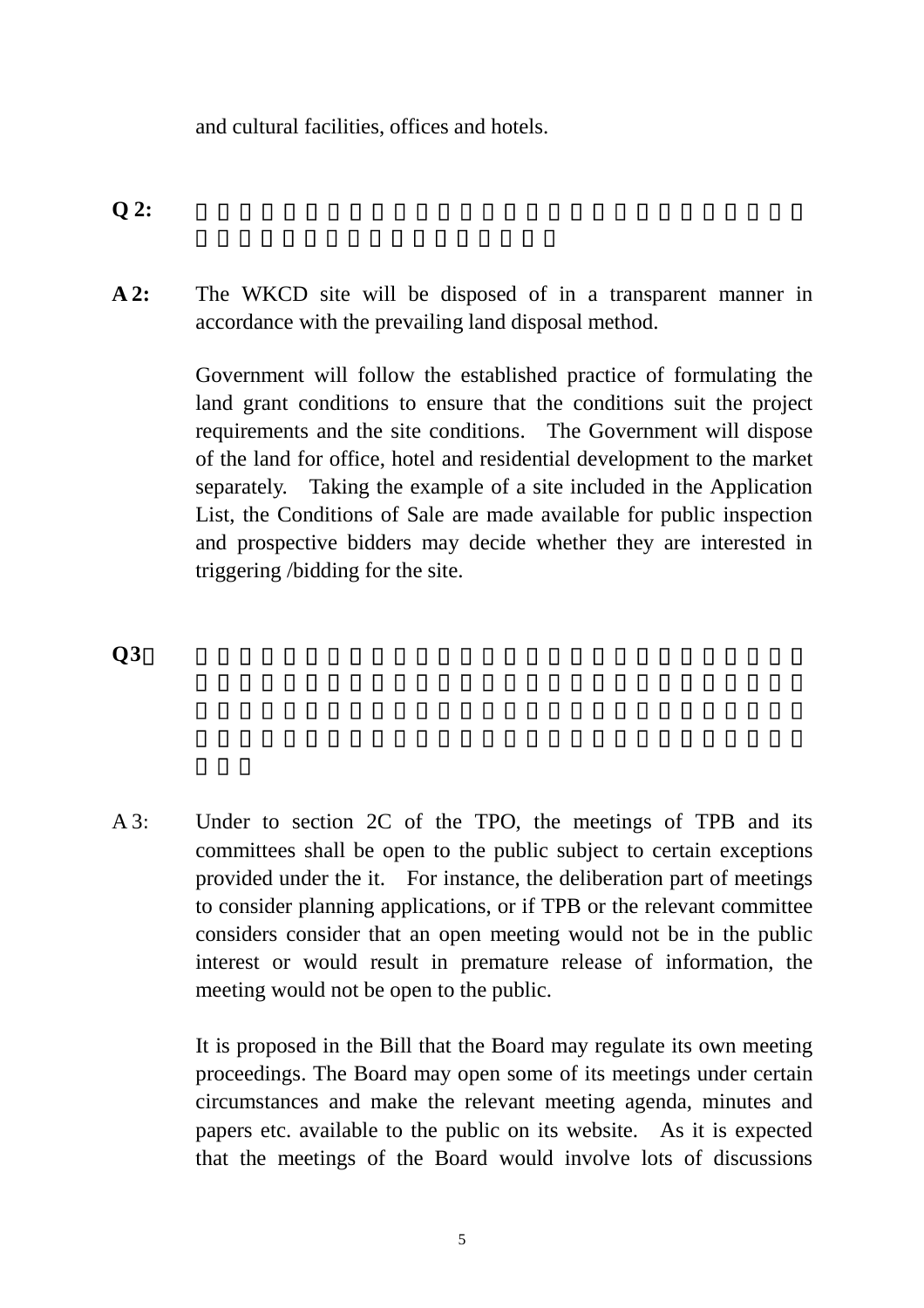and cultural facilities, offices and hotels.

**Q 2:**

**A 2:** The WKCD site will be disposed of in a transparent manner in accordance with the prevailing land disposal method.

Government will follow the established practice of formulating the land grant conditions to ensure that the conditions suit the project requirements and the site conditions. The Government will dispose of the land for office, hotel and residential development to the market separately. Taking the example of a site included in the Application List, the Conditions of Sale are made available for public inspection and prospective bidders may decide whether they are interested in triggering /bidding for the site.

**Q3：**

A 3: Under to section 2C of the TPO, the meetings of TPB and its committees shall be open to the public subject to certain exceptions provided under the it. For instance, the deliberation part of meetings to consider planning applications, or if TPB or the relevant committee considers consider that an open meeting would not be in the public interest or would result in premature release of information, the meeting would not be open to the public.

It is proposed in the Bill that the Board may regulate its own meeting proceedings. The Board may open some of its meetings under certain circumstances and make the relevant meeting agenda, minutes and papers etc. available to the public on its website. As it is expected that the meetings of the Board would involve lots of discussions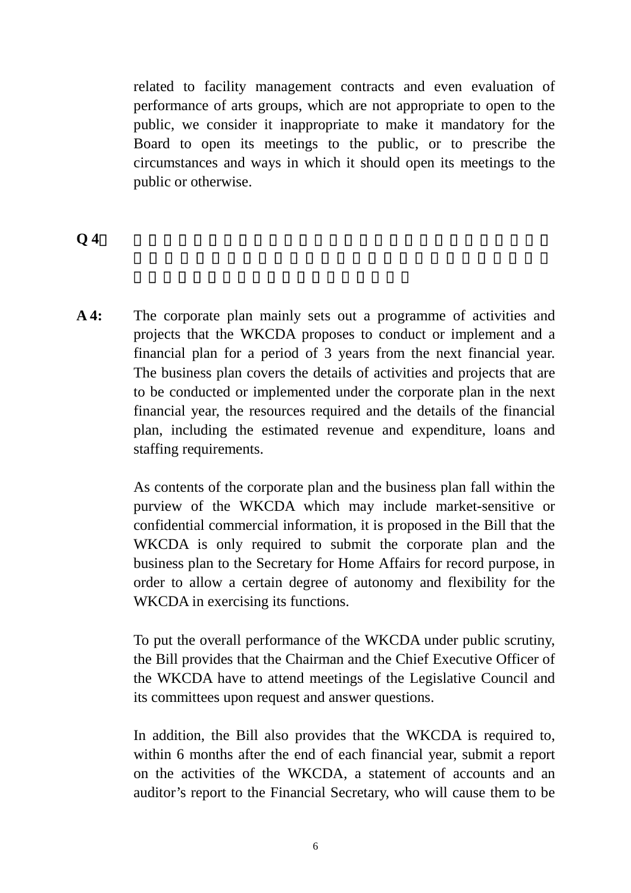related to facility management contracts and even evaluation of performance of arts groups, which are not appropriate to open to the public, we consider it inappropriate to make it mandatory for the Board to open its meetings to the public, or to prescribe the circumstances and ways in which it should open its meetings to the public or otherwise.

**Q 4：**

**A 4:** The corporate plan mainly sets out a programme of activities and projects that the WKCDA proposes to conduct or implement and a financial plan for a period of 3 years from the next financial year. The business plan covers the details of activities and projects that are to be conducted or implemented under the corporate plan in the next financial year, the resources required and the details of the financial plan, including the estimated revenue and expenditure, loans and staffing requirements.

As contents of the corporate plan and the business plan fall within the purview of the WKCDA which may include market-sensitive or confidential commercial information, it is proposed in the Bill that the WKCDA is only required to submit the corporate plan and the business plan to the Secretary for Home Affairs for record purpose, in order to allow a certain degree of autonomy and flexibility for the WKCDA in exercising its functions.

To put the overall performance of the WKCDA under public scrutiny, the Bill provides that the Chairman and the Chief Executive Officer of the WKCDA have to attend meetings of the Legislative Council and its committees upon request and answer questions.

In addition, the Bill also provides that the WKCDA is required to, within 6 months after the end of each financial year, submit a report on the activities of the WKCDA, a statement of accounts and an auditor's report to the Financial Secretary, who will cause them to be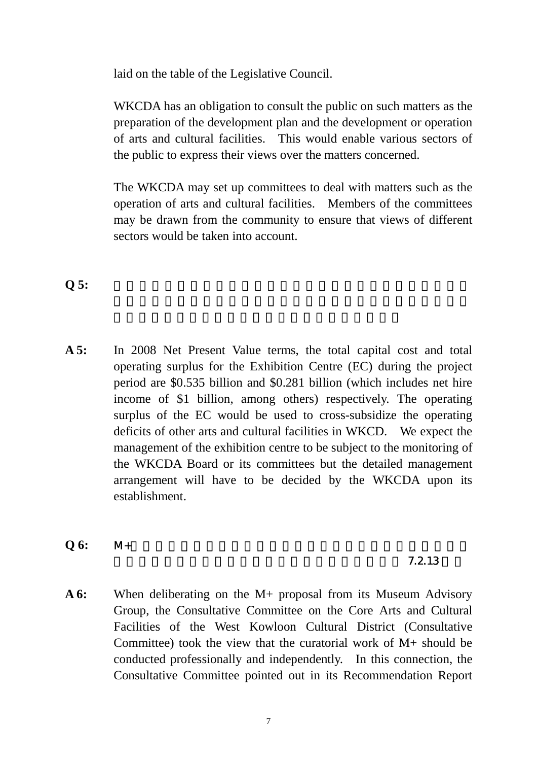laid on the table of the Legislative Council.

WKCDA has an obligation to consult the public on such matters as the preparation of the development plan and the development or operation of arts and cultural facilities. This would enable various sectors of the public to express their views over the matters concerned.

The WKCDA may set up committees to deal with matters such as the operation of arts and cultural facilities. Members of the committees may be drawn from the community to ensure that views of different sectors would be taken into account.

**Q 5:**

**A 5:** In 2008 Net Present Value terms, the total capital cost and total operating surplus for the Exhibition Centre (EC) during the project period are $0.535 billion and $0.281 billion (which includes net hire income of $1 billion, among others) respectively. The operating surplus of the EC would be used to cross-subsidize the operating deficits of other arts and cultural facilities in WKCD. We expect the management of the exhibition centre to be subject to the monitoring of the WKCDA Board or its committees but the detailed management arrangement will have to be decided by the WKCDA upon its establishment.

**Q 6:** M+ 7.2.13

**A 6:** When deliberating on the M+ proposal from its Museum Advisory Group, the Consultative Committee on the Core Arts and Cultural Facilities of the West Kowloon Cultural District (Consultative Committee) took the view that the curatorial work of M+ should be conducted professionally and independently. In this connection, the Consultative Committee pointed out in its Recommendation Report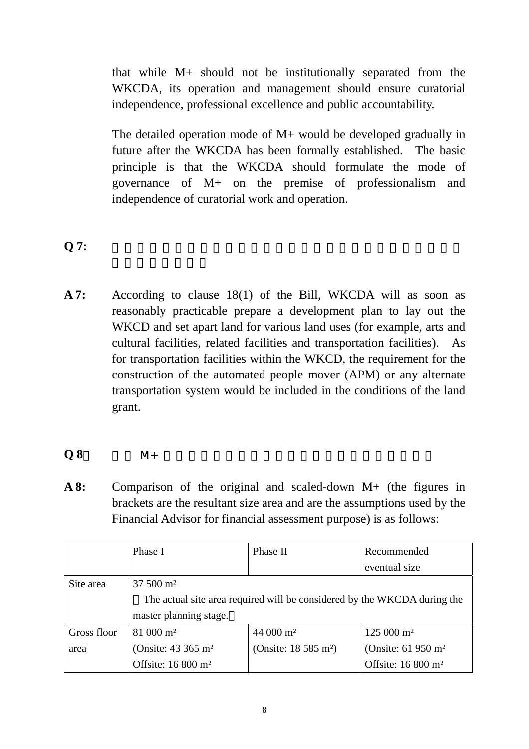that while M+ should not be institutionally separated from the WKCDA, its operation and management should ensure curatorial independence, professional excellence and public accountability.

The detailed operation mode of M+ would be developed gradually in future after the WKCDA has been formally established. The basic principle is that the WKCDA should formulate the mode of governance of M+ on the premise of professionalism and independence of curatorial work and operation.

**Q 7:**

**A 7:** According to clause 18(1) of the Bill, WKCDA will as soon as reasonably practicable prepare a development plan to lay out the WKCD and set apart land for various land uses (for example, arts and cultural facilities, related facilities and transportation facilities). As for transportation facilities within the WKCD, the requirement for the construction of the automated people mover (APM) or any alternate transportation system would be included in the conditions of the land grant.

**Q 8：** M+

**A 8:** Comparison of the original and scaled-down M+ (the figures in brackets are the resultant size area and are the assumptions used by the Financial Advisor for financial assessment purpose) is as follows:

| | Phase I | Phase II | Recommended eventual size |
|---|---|---|---|
| Site area | 37 500 m² （The actual site area required will be considered by the WKCDA during the master planning stage.） | | |
| Gross floor area | 81 000 m² (Onsite: 43 365 m² Offsite: 16 800 m² | 44 000 m² (Onsite: 18 585 m²) | 125 000 m² (Onsite: 61 950 m² Offsite: 16 800 m² |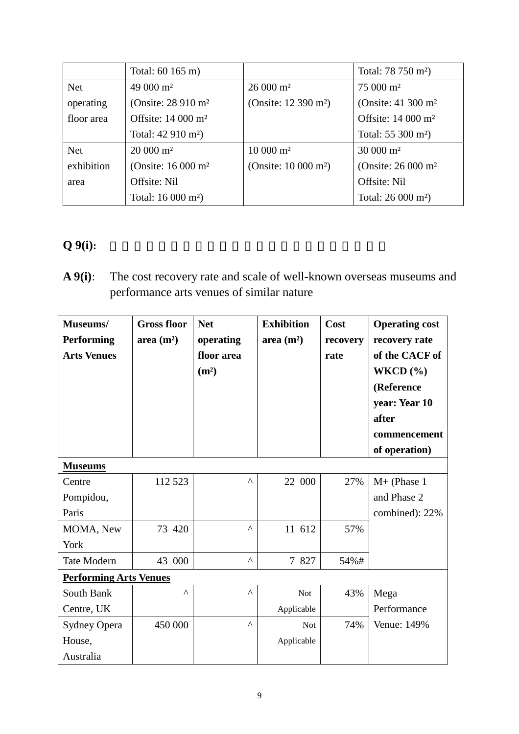| | Total: 60 165 m) | | Total: 78 750 m²) |
|---|---|---|---|
| Net operating floor area | 49 000 m² (Onsite: 28 910 m² Offsite: 14 000 m² Total: 42 910 m²) | 26 000 m² (Onsite: 12 390 m²) | 75 000 m² (Onsite: 41 300 m² Offsite: 14 000 m² Total: 55 300 m²) |
| Net exhibition area | 20 000 m² (Onsite: 16 000 m² Offsite: Nil Total: 16 000 m²) | 10 000 m² (Onsite: 10 000 m²) | 30 000 m² (Onsite: 26 000 m² Offsite: Nil Total: 26 000 m²) |

**Q 9(i):**

**A 9(i)**: The cost recovery rate and scale of well-known overseas museums and performance arts venues of similar nature

| Museums/ Performing Arts Venues | Gross floor area (m²) | Net operating floor area (m²) | Exhibition area (m²) | Cost recovery rate | Operating cost recovery rate of the CACF of WKCD (%) (Reference year: Year 10 after commencement of operation) |
|---|---|---|---|---|---|
| **Museums** | | | | | |
| Centre Pompidou, Paris | 112 523 | ^ | 22 000 | 27% | M+ (Phase 1 and Phase 2 combined): 22% |
| MOMA, New York | 73 420 | ^ | 11 612 | 57% | |
| Tate Modern | 43 000 | ^ | 7 827 | 54%# | |
| **Performing Arts Venues** | | | | | |
| South Bank Centre, UK | ^ | ^ | Not Applicable | 43% | Mega Performance Venue: 149% |
| Sydney Opera House, Australia | 450 000 | ^ | Not Applicable | 74% | |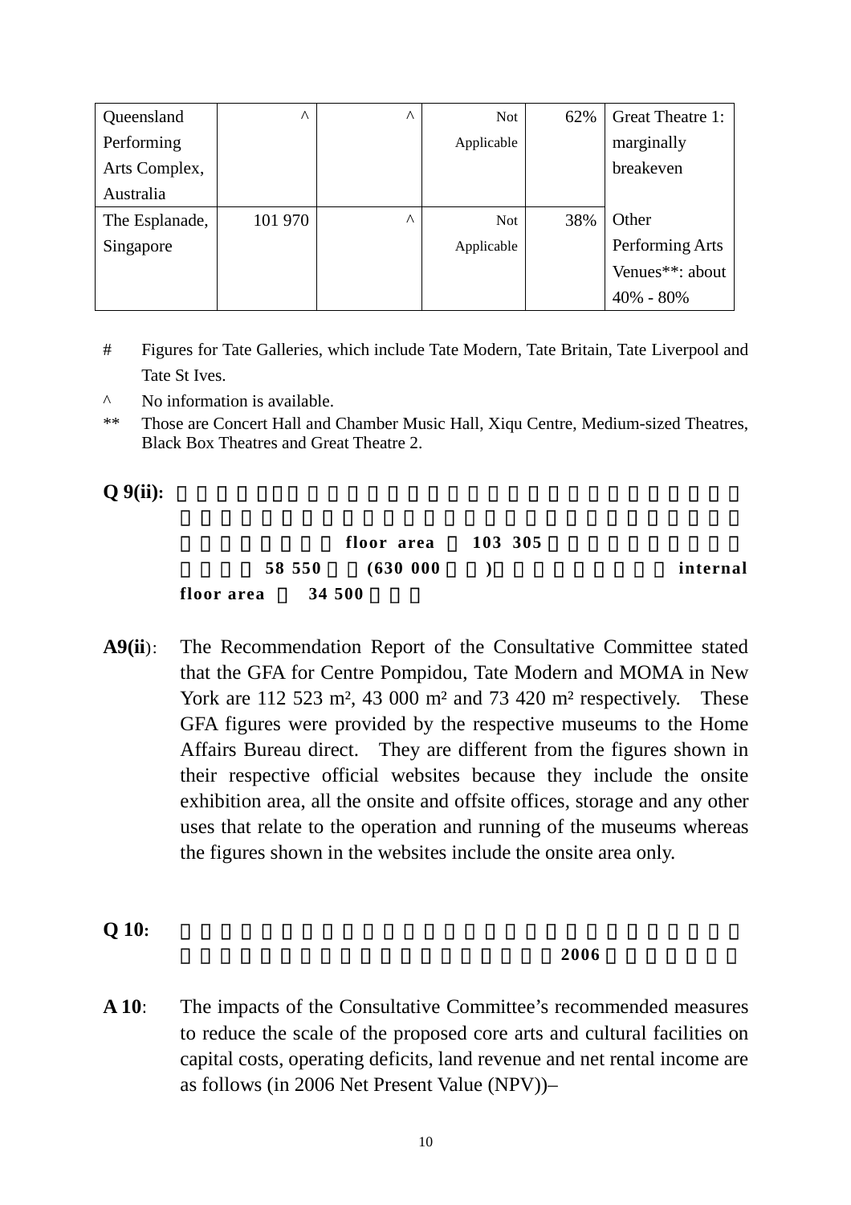| | | | | | |
|---|---|---|---|---|---|
| Queensland Performing Arts Complex, Australia | ^ | ^ | Not Applicable | 62% | Great Theatre 1: marginally breakeven |
| The Esplanade, Singapore | 101 970 | ^ | Not Applicable | 38% | Other Performing Arts Venues**: about 40% - 80% |

\# Figures for Tate Galleries, which include Tate Modern, Tate Britain, Tate Liverpool and Tate St Ives.

^ No information is available.

** Those are Concert Hall and Chamber Music Hall, Xiqu Centre, Medium-sized Theatres, Black Box Theatres and Great Theatre 2.

**Q 9(ii):** floor area 103 305 58 550 (630 000 ) internal floor area 34 500

**A9(ii)**: The Recommendation Report of the Consultative Committee stated that the GFA for Centre Pompidou, Tate Modern and MOMA in New York are 112 523 m², 43 000 m² and 73 420 m² respectively. These GFA figures were provided by the respective museums to the Home Affairs Bureau direct. They are different from the figures shown in their respective official websites because they include the onsite exhibition area, all the onsite and offsite offices, storage and any other uses that relate to the operation and running of the museums whereas the figures shown in the websites include the onsite area only.

**Q 10:** 2006

**A 10**: The impacts of the Consultative Committee's recommended measures to reduce the scale of the proposed core arts and cultural facilities on capital costs, operating deficits, land revenue and net rental income are as follows (in 2006 Net Present Value (NPV))–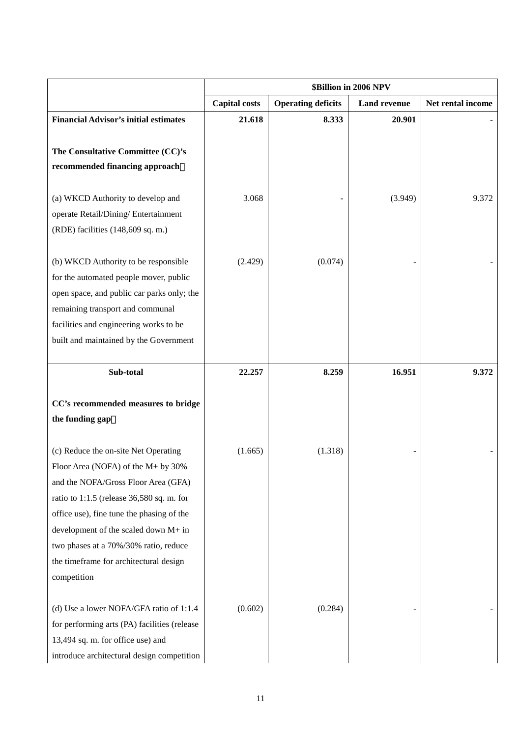| | $Billion in 2006 NPV | | | |
|---|---|---|---|---|
| | **Capital costs** | **Operating deficits** | **Land revenue** | **Net rental income** |
| **Financial Advisor's initial estimates** | **21.618** | **8.333** | **20.901** | **-** |
| **The Consultative Committee (CC)'s recommended financing approach：** | | | | |
| (a) WKCD Authority to develop and operate Retail/Dining/ Entertainment (RDE) facilities (148,609 sq. m.) | 3.068 | - | (3.949) | 9.372 |
| (b) WKCD Authority to be responsible for the automated people mover, public open space, and public car parks only; the remaining transport and communal facilities and engineering works to be built and maintained by the Government | (2.429) | (0.074) | - | - |
| **Sub-total** | **22.257** | **8.259** | **16.951** | **9.372** |
| **CC's recommended measures to bridge the funding gap：** | | | | |
| (c) Reduce the on-site Net Operating Floor Area (NOFA) of the M+ by 30% and the NOFA/Gross Floor Area (GFA) ratio to 1:1.5 (release 36,580 sq. m. for office use), fine tune the phasing of the development of the scaled down M+ in two phases at a 70%/30% ratio, reduce the timeframe for architectural design competition | (1.665) | (1.318) | - | - |
| (d) Use a lower NOFA/GFA ratio of 1:1.4 for performing arts (PA) facilities (release 13,494 sq. m. for office use) and introduce architectural design competition | (0.602) | (0.284) | - | - |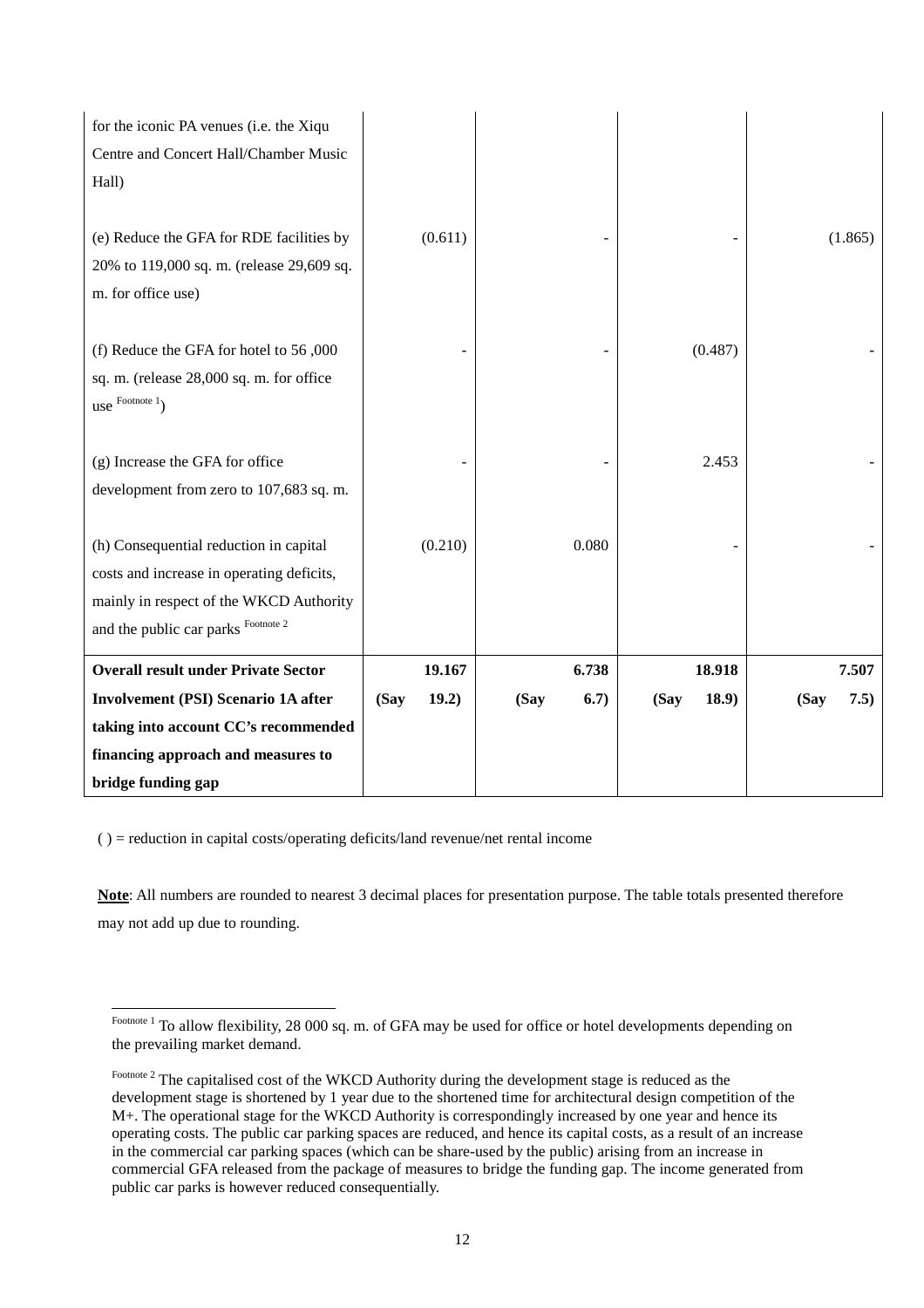| | | | | |
|---|---|---|---|---|
| for the iconic PA venues (i.e. the Xiqu Centre and Concert Hall/Chamber Music Hall) | | | | |
| (e) Reduce the GFA for RDE facilities by 20% to 119,000 sq. m. (release 29,609 sq. m. for office use) | (0.611) | - | - | (1.865) |
| (f) Reduce the GFA for hotel to 56 ,000 sq. m. (release 28,000 sq. m. for office use [Footnote 1]) | - | - | (0.487) | - |
| (g) Increase the GFA for office development from zero to 107,683 sq. m. | - | - | 2.453 | - |
| (h) Consequential reduction in capital costs and increase in operating deficits, mainly in respect of the WKCD Authority and the public car parks [Footnote 2] | (0.210) | 0.080 | - | - |
| **Overall result under Private Sector Involvement (PSI) Scenario 1A after taking into account CC's recommended financing approach and measures to bridge funding gap** | **19.167 (Say 19.2)** | **6.738 (Say 6.7)** | **18.918 (Say 18.9)** | **7.507 (Say 7.5)** |

( ) = reduction in capital costs/operating deficits/land revenue/net rental income

**Note**: All numbers are rounded to nearest 3 decimal places for presentation purpose. The table totals presented therefore may not add up due to rounding.

[Footnote 1] To allow flexibility, 28 000 sq. m. of GFA may be used for office or hotel developments depending on the prevailing market demand.

[Footnote 2] The capitalised cost of the WKCD Authority during the development stage is reduced as the development stage is shortened by 1 year due to the shortened time for architectural design competition of the M+. The operational stage for the WKCD Authority is correspondingly increased by one year and hence its operating costs. The public car parking spaces are reduced, and hence its capital costs, as a result of an increase in the commercial car parking spaces (which can be share-used by the public) arising from an increase in commercial GFA released from the package of measures to bridge the funding gap. The income generated from public car parks is however reduced consequentially.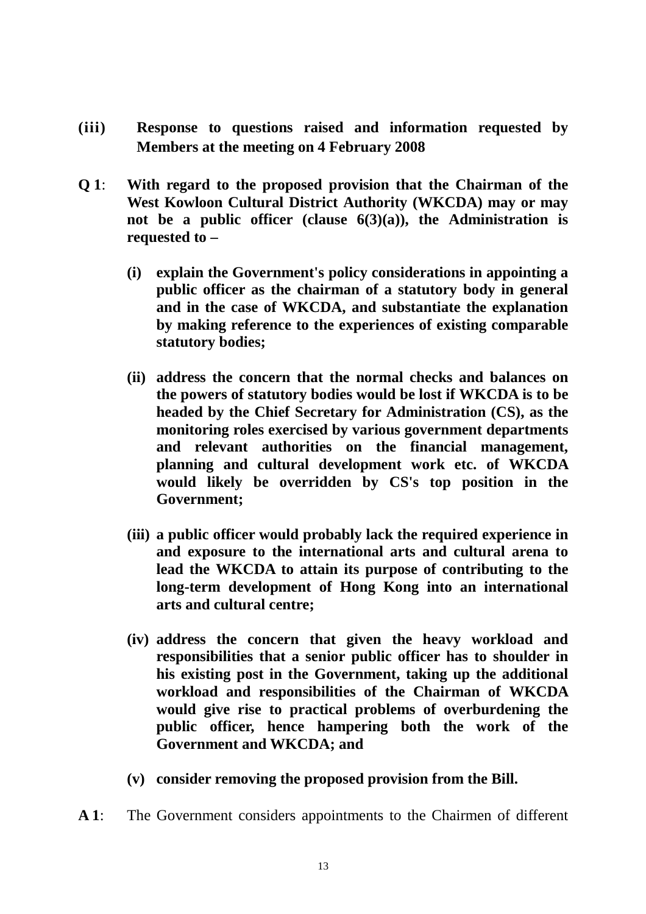**(iii) Response to questions raised and information requested by Members at the meeting on 4 February 2008**

**Q 1**: **With regard to the proposed provision that the Chairman of the West Kowloon Cultural District Authority (WKCDA) may or may not be a public officer (clause 6(3)(a)), the Administration is requested to –**

- **(i) explain the Government's policy considerations in appointing a public officer as the chairman of a statutory body in general and in the case of WKCDA, and substantiate the explanation by making reference to the experiences of existing comparable statutory bodies;**

- **(ii) address the concern that the normal checks and balances on the powers of statutory bodies would be lost if WKCDA is to be headed by the Chief Secretary for Administration (CS), as the monitoring roles exercised by various government departments and relevant authorities on the financial management, planning and cultural development work etc. of WKCDA would likely be overridden by CS's top position in the Government;**

- **(iii) a public officer would probably lack the required experience in and exposure to the international arts and cultural arena to lead the WKCDA to attain its purpose of contributing to the long-term development of Hong Kong into an international arts and cultural centre;**

- **(iv) address the concern that given the heavy workload and responsibilities that a senior public officer has to shoulder in his existing post in the Government, taking up the additional workload and responsibilities of the Chairman of WKCDA would give rise to practical problems of overburdening the public officer, hence hampering both the work of the Government and WKCDA; and**

- **(v) consider removing the proposed provision from the Bill.**

**A 1**: The Government considers appointments to the Chairmen of different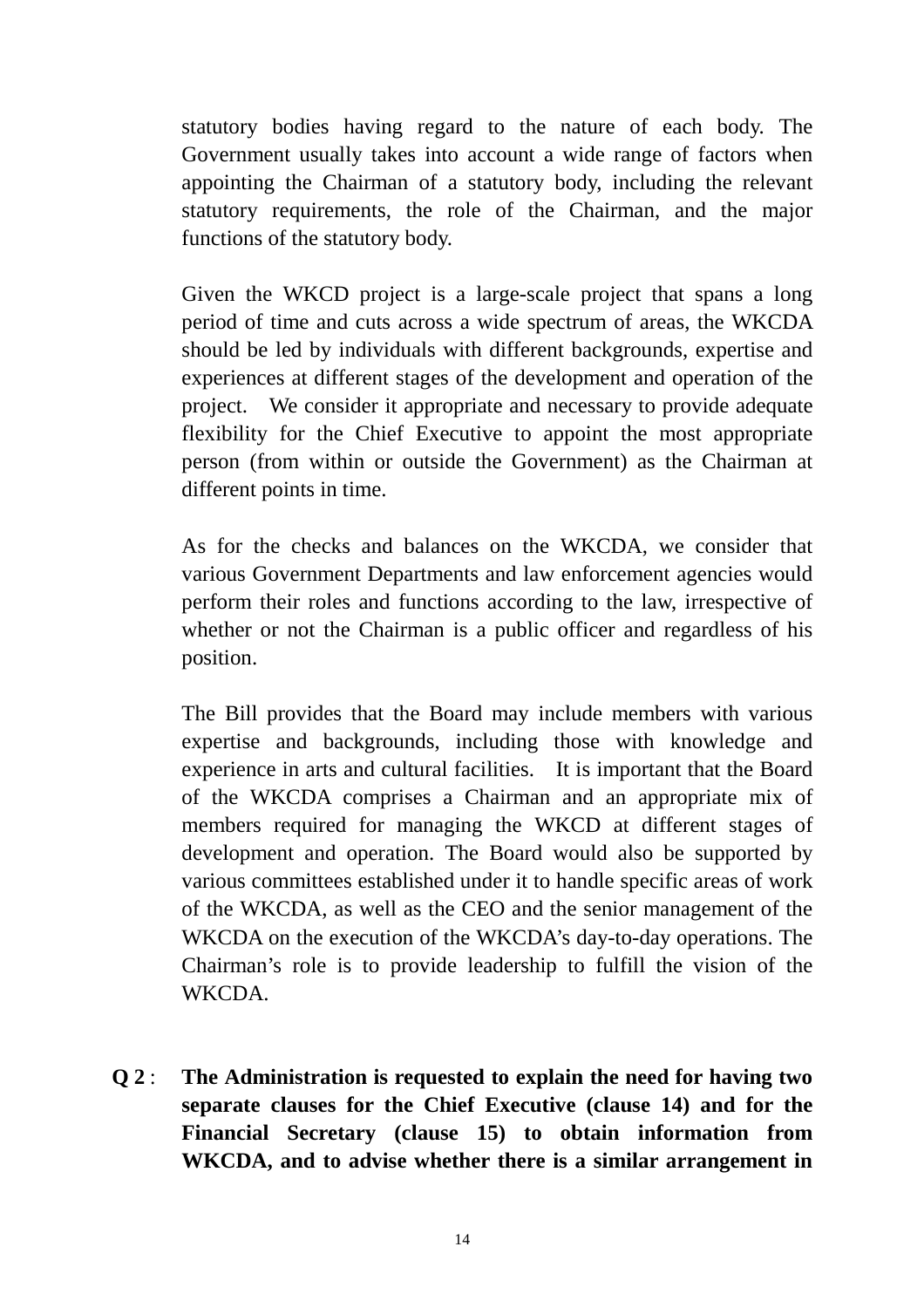statutory bodies having regard to the nature of each body. The Government usually takes into account a wide range of factors when appointing the Chairman of a statutory body, including the relevant statutory requirements, the role of the Chairman, and the major functions of the statutory body.

Given the WKCD project is a large-scale project that spans a long period of time and cuts across a wide spectrum of areas, the WKCDA should be led by individuals with different backgrounds, expertise and experiences at different stages of the development and operation of the project. We consider it appropriate and necessary to provide adequate flexibility for the Chief Executive to appoint the most appropriate person (from within or outside the Government) as the Chairman at different points in time.

As for the checks and balances on the WKCDA, we consider that various Government Departments and law enforcement agencies would perform their roles and functions according to the law, irrespective of whether or not the Chairman is a public officer and regardless of his position.

The Bill provides that the Board may include members with various expertise and backgrounds, including those with knowledge and experience in arts and cultural facilities. It is important that the Board of the WKCDA comprises a Chairman and an appropriate mix of members required for managing the WKCD at different stages of development and operation. The Board would also be supported by various committees established under it to handle specific areas of work of the WKCDA, as well as the CEO and the senior management of the WKCDA on the execution of the WKCDA's day-to-day operations. The Chairman's role is to provide leadership to fulfill the vision of the WKCDA.

**Q 2**: **The Administration is requested to explain the need for having two separate clauses for the Chief Executive (clause 14) and for the Financial Secretary (clause 15) to obtain information from WKCDA, and to advise whether there is a similar arrangement in**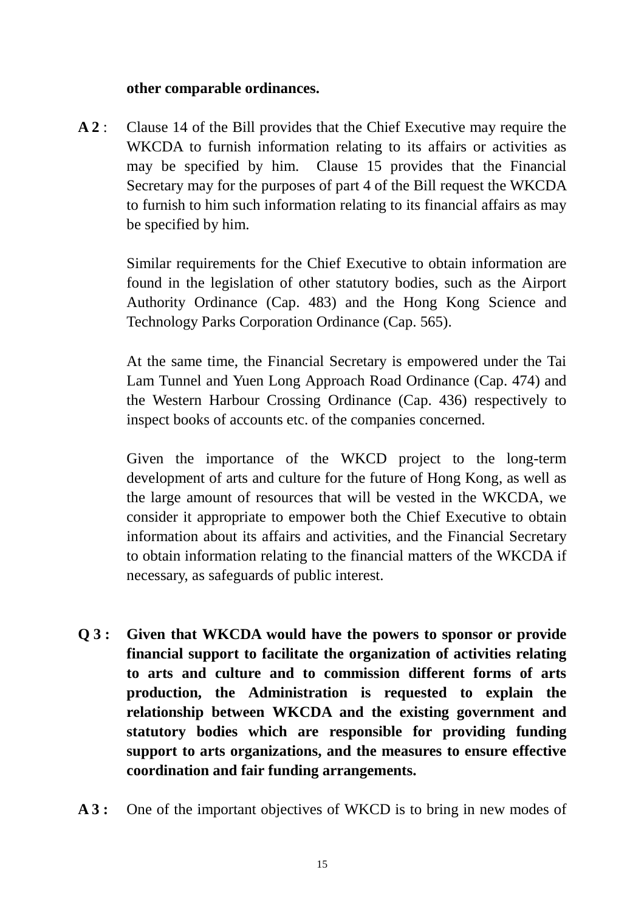**other comparable ordinances.**

**A 2** : Clause 14 of the Bill provides that the Chief Executive may require the WKCDA to furnish information relating to its affairs or activities as may be specified by him. Clause 15 provides that the Financial Secretary may for the purposes of part 4 of the Bill request the WKCDA to furnish to him such information relating to its financial affairs as may be specified by him.

Similar requirements for the Chief Executive to obtain information are found in the legislation of other statutory bodies, such as the Airport Authority Ordinance (Cap. 483) and the Hong Kong Science and Technology Parks Corporation Ordinance (Cap. 565).

At the same time, the Financial Secretary is empowered under the Tai Lam Tunnel and Yuen Long Approach Road Ordinance (Cap. 474) and the Western Harbour Crossing Ordinance (Cap. 436) respectively to inspect books of accounts etc. of the companies concerned.

Given the importance of the WKCD project to the long-term development of arts and culture for the future of Hong Kong, as well as the large amount of resources that will be vested in the WKCDA, we consider it appropriate to empower both the Chief Executive to obtain information about its affairs and activities, and the Financial Secretary to obtain information relating to the financial matters of the WKCDA if necessary, as safeguards of public interest.

**Q 3 : Given that WKCDA would have the powers to sponsor or provide financial support to facilitate the organization of activities relating to arts and culture and to commission different forms of arts production, the Administration is requested to explain the relationship between WKCDA and the existing government and statutory bodies which are responsible for providing funding support to arts organizations, and the measures to ensure effective coordination and fair funding arrangements.**

**A 3 :** One of the important objectives of WKCD is to bring in new modes of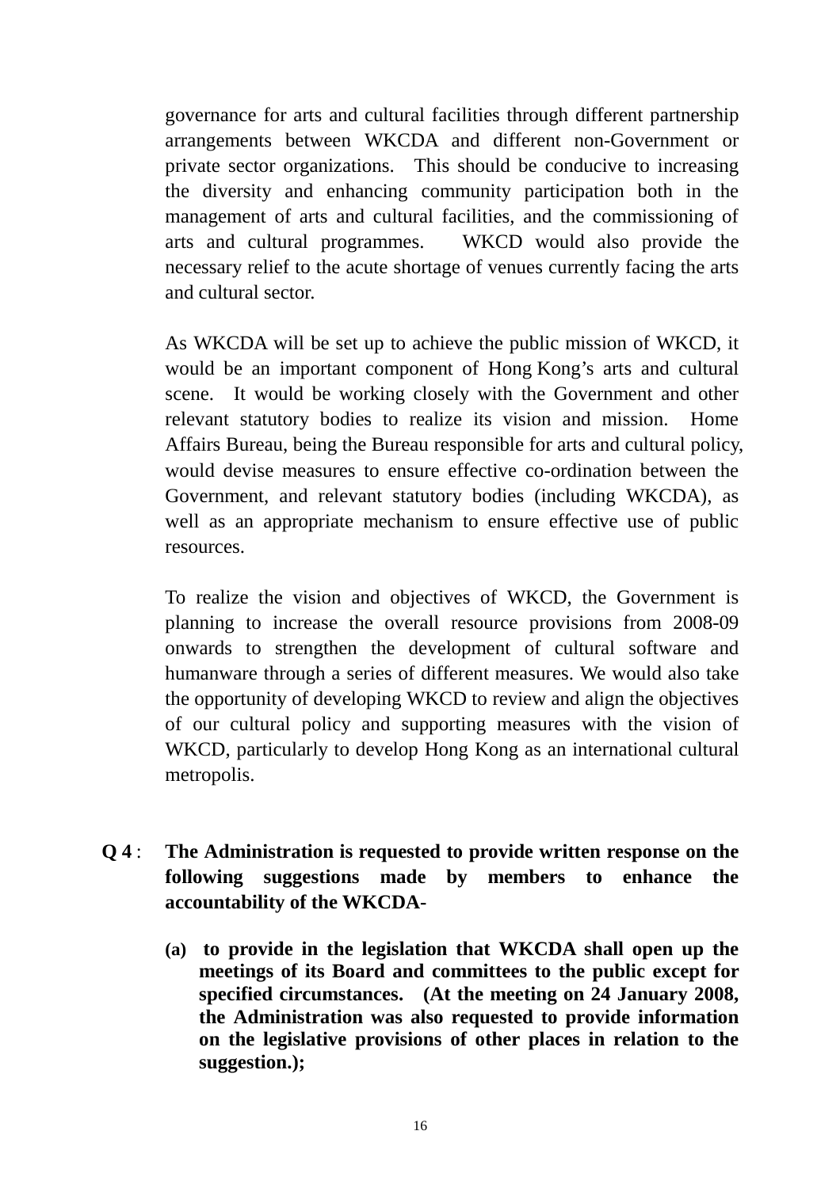governance for arts and cultural facilities through different partnership arrangements between WKCDA and different non-Government or private sector organizations. This should be conducive to increasing the diversity and enhancing community participation both in the management of arts and cultural facilities, and the commissioning of arts and cultural programmes. WKCD would also provide the necessary relief to the acute shortage of venues currently facing the arts and cultural sector.

As WKCDA will be set up to achieve the public mission of WKCD, it would be an important component of Hong Kong's arts and cultural scene. It would be working closely with the Government and other relevant statutory bodies to realize its vision and mission. Home Affairs Bureau, being the Bureau responsible for arts and cultural policy, would devise measures to ensure effective co-ordination between the Government, and relevant statutory bodies (including WKCDA), as well as an appropriate mechanism to ensure effective use of public resources.

To realize the vision and objectives of WKCD, the Government is planning to increase the overall resource provisions from 2008-09 onwards to strengthen the development of cultural software and humanware through a series of different measures. We would also take the opportunity of developing WKCD to review and align the objectives of our cultural policy and supporting measures with the vision of WKCD, particularly to develop Hong Kong as an international cultural metropolis.

**Q 4 : The Administration is requested to provide written response on the following suggestions made by members to enhance the accountability of the WKCDA-**

**(a) to provide in the legislation that WKCDA shall open up the meetings of its Board and committees to the public except for specified circumstances. (At the meeting on 24 January 2008, the Administration was also requested to provide information on the legislative provisions of other places in relation to the suggestion.);**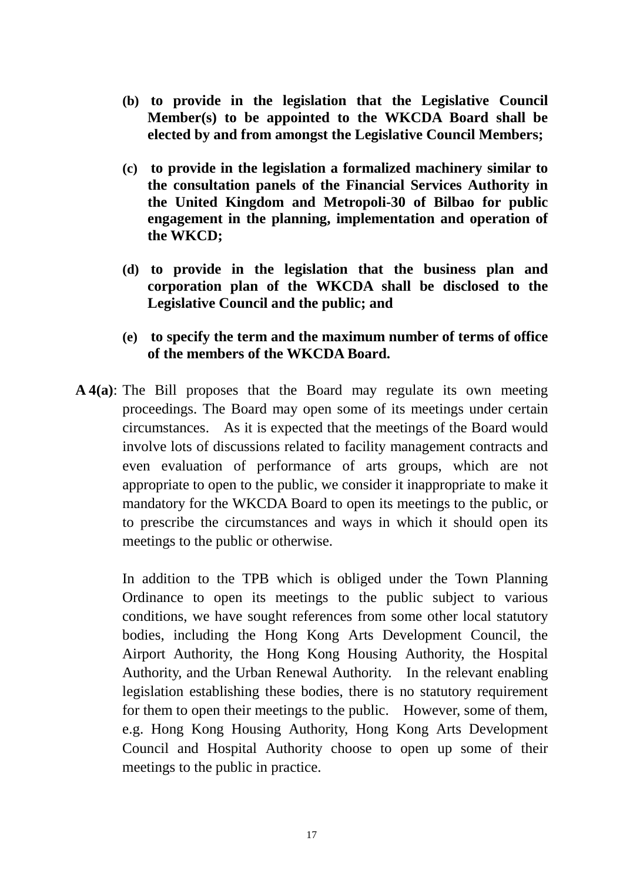**(b) to provide in the legislation that the Legislative Council Member(s) to be appointed to the WKCDA Board shall be elected by and from amongst the Legislative Council Members;**

**(c) to provide in the legislation a formalized machinery similar to the consultation panels of the Financial Services Authority in the United Kingdom and Metropoli-30 of Bilbao for public engagement in the planning, implementation and operation of the WKCD;**

**(d) to provide in the legislation that the business plan and corporation plan of the WKCDA shall be disclosed to the Legislative Council and the public; and**

**(e) to specify the term and the maximum number of terms of office of the members of the WKCDA Board.**

**A 4(a)**: The Bill proposes that the Board may regulate its own meeting proceedings. The Board may open some of its meetings under certain circumstances. As it is expected that the meetings of the Board would involve lots of discussions related to facility management contracts and even evaluation of performance of arts groups, which are not appropriate to open to the public, we consider it inappropriate to make it mandatory for the WKCDA Board to open its meetings to the public, or to prescribe the circumstances and ways in which it should open its meetings to the public or otherwise.

In addition to the TPB which is obliged under the Town Planning Ordinance to open its meetings to the public subject to various conditions, we have sought references from some other local statutory bodies, including the Hong Kong Arts Development Council, the Airport Authority, the Hong Kong Housing Authority, the Hospital Authority, and the Urban Renewal Authority. In the relevant enabling legislation establishing these bodies, there is no statutory requirement for them to open their meetings to the public. However, some of them, e.g. Hong Kong Housing Authority, Hong Kong Arts Development Council and Hospital Authority choose to open up some of their meetings to the public in practice.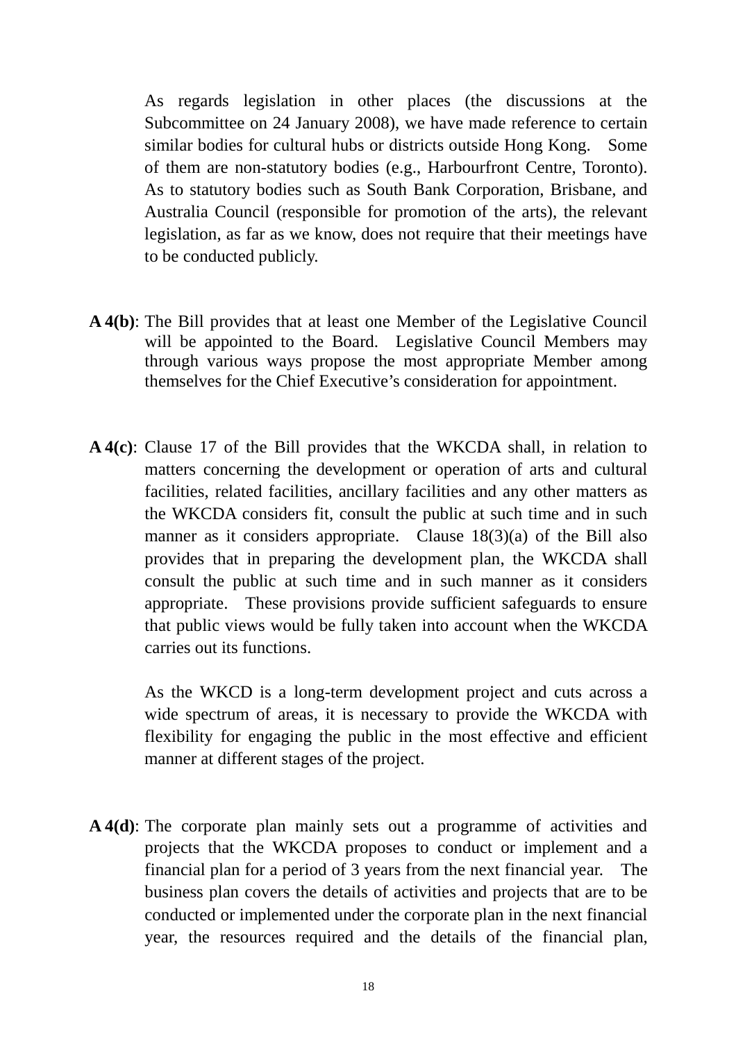As regards legislation in other places (the discussions at the Subcommittee on 24 January 2008), we have made reference to certain similar bodies for cultural hubs or districts outside Hong Kong. Some of them are non-statutory bodies (e.g., Harbourfront Centre, Toronto). As to statutory bodies such as South Bank Corporation, Brisbane, and Australia Council (responsible for promotion of the arts), the relevant legislation, as far as we know, does not require that their meetings have to be conducted publicly.

**A 4(b)**: The Bill provides that at least one Member of the Legislative Council will be appointed to the Board. Legislative Council Members may through various ways propose the most appropriate Member among themselves for the Chief Executive's consideration for appointment.

**A 4(c)**: Clause 17 of the Bill provides that the WKCDA shall, in relation to matters concerning the development or operation of arts and cultural facilities, related facilities, ancillary facilities and any other matters as the WKCDA considers fit, consult the public at such time and in such manner as it considers appropriate. Clause 18(3)(a) of the Bill also provides that in preparing the development plan, the WKCDA shall consult the public at such time and in such manner as it considers appropriate. These provisions provide sufficient safeguards to ensure that public views would be fully taken into account when the WKCDA carries out its functions.

As the WKCD is a long-term development project and cuts across a wide spectrum of areas, it is necessary to provide the WKCDA with flexibility for engaging the public in the most effective and efficient manner at different stages of the project.

**A 4(d)**: The corporate plan mainly sets out a programme of activities and projects that the WKCDA proposes to conduct or implement and a financial plan for a period of 3 years from the next financial year. The business plan covers the details of activities and projects that are to be conducted or implemented under the corporate plan in the next financial year, the resources required and the details of the financial plan,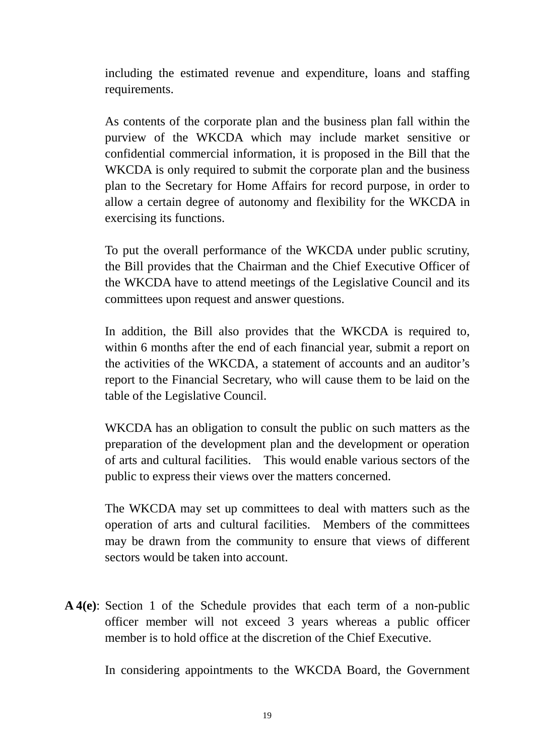including the estimated revenue and expenditure, loans and staffing requirements.

As contents of the corporate plan and the business plan fall within the purview of the WKCDA which may include market sensitive or confidential commercial information, it is proposed in the Bill that the WKCDA is only required to submit the corporate plan and the business plan to the Secretary for Home Affairs for record purpose, in order to allow a certain degree of autonomy and flexibility for the WKCDA in exercising its functions.

To put the overall performance of the WKCDA under public scrutiny, the Bill provides that the Chairman and the Chief Executive Officer of the WKCDA have to attend meetings of the Legislative Council and its committees upon request and answer questions.

In addition, the Bill also provides that the WKCDA is required to, within 6 months after the end of each financial year, submit a report on the activities of the WKCDA, a statement of accounts and an auditor's report to the Financial Secretary, who will cause them to be laid on the table of the Legislative Council.

WKCDA has an obligation to consult the public on such matters as the preparation of the development plan and the development or operation of arts and cultural facilities. This would enable various sectors of the public to express their views over the matters concerned.

The WKCDA may set up committees to deal with matters such as the operation of arts and cultural facilities. Members of the committees may be drawn from the community to ensure that views of different sectors would be taken into account.

**A 4(e)**: Section 1 of the Schedule provides that each term of a non-public officer member will not exceed 3 years whereas a public officer member is to hold office at the discretion of the Chief Executive.

In considering appointments to the WKCDA Board, the Government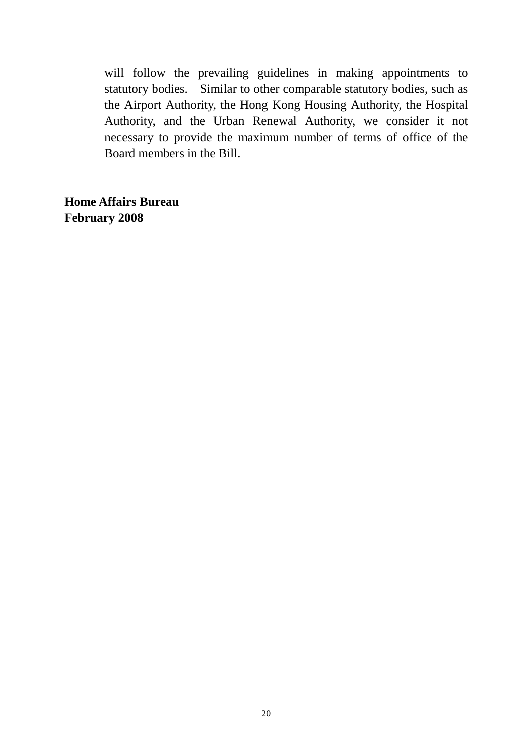will follow the prevailing guidelines in making appointments to statutory bodies. Similar to other comparable statutory bodies, such as the Airport Authority, the Hong Kong Housing Authority, the Hospital Authority, and the Urban Renewal Authority, we consider it not necessary to provide the maximum number of terms of office of the Board members in the Bill.

**Home Affairs Bureau**
**February 2008**